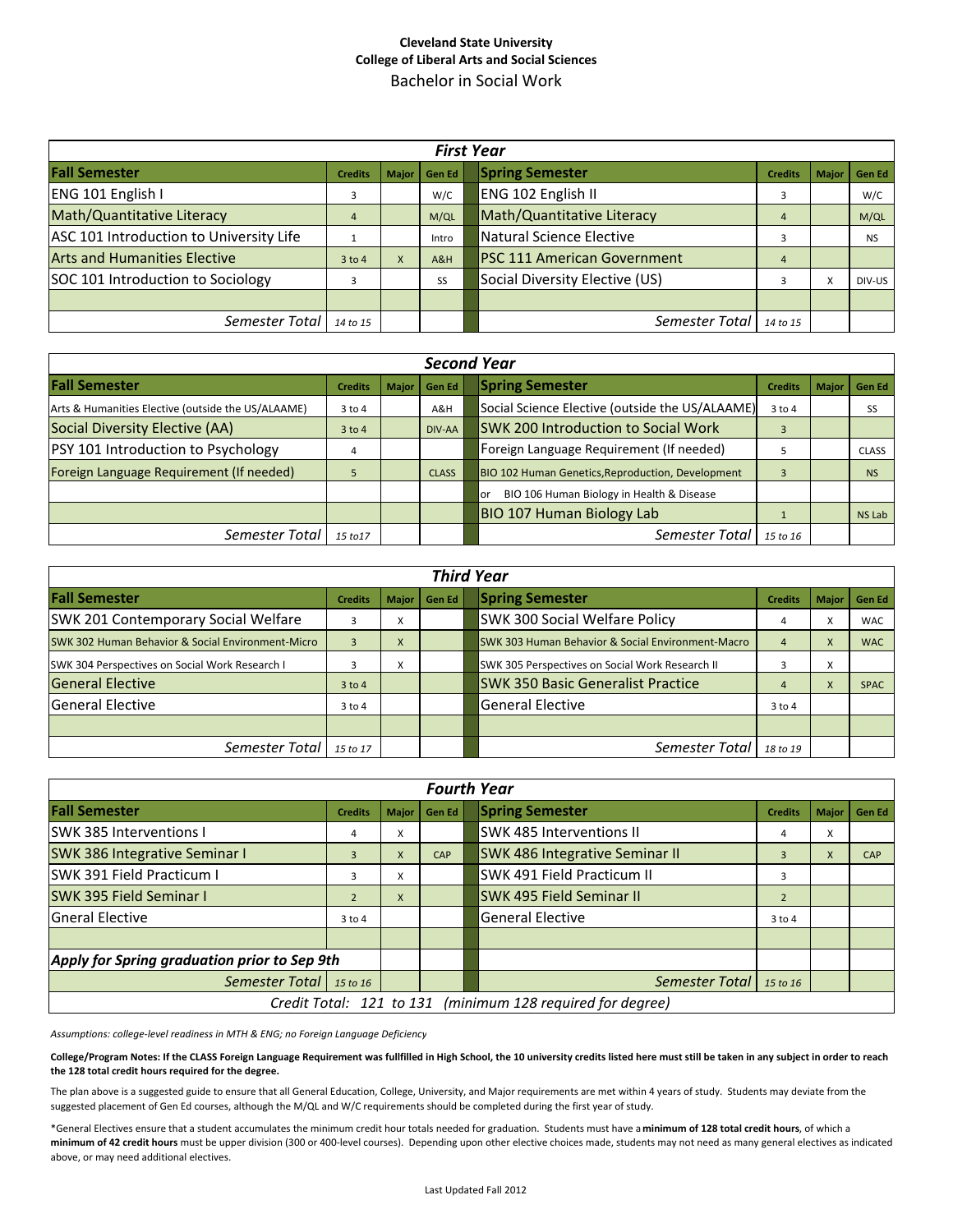**Cleveland State University**
**College of Liberal Arts and Social Sciences**
Bachelor in Social Work

| *First Year* | | | | | | | |
|---|---|---|---|---|---|---|---|
| **Fall Semester** | **Credits** | **Major** | **Gen Ed** | **Spring Semester** | **Credits** | **Major** | **Gen Ed** |
| ENG 101 English I | 3 | | W/C | ENG 102 English II | 3 | | W/C |
| Math/Quantitative Literacy | 4 | | M/QL | Math/Quantitative Literacy | 4 | | M/QL |
| ASC 101 Introduction to University Life | 1 | | Intro | Natural Science Elective | 3 | | NS |
| Arts and Humanities Elective | 3 to 4 | X | A&H | PSC 111 American Government | 4 | | |
| SOC 101 Introduction to Sociology | 3 | | SS | Social Diversity Elective (US) | 3 | X | DIV-US |
| | | | | | | | |
| *Semester Total* | *14 to 15* | | | *Semester Total* | *14 to 15* | | |

| *Second Year* | | | | | | | |
|---|---|---|---|---|---|---|---|
| **Fall Semester** | **Credits** | **Major** | **Gen Ed** | **Spring Semester** | **Credits** | **Major** | **Gen Ed** |
| Arts & Humanities Elective (outside the US/ALAAME) | 3 to 4 | | A&H | Social Science Elective (outside the US/ALAAME) | 3 to 4 | | SS |
| Social Diversity Elective (AA) | 3 to 4 | | DIV-AA | SWK 200 Introduction to Social Work | 3 | | |
| PSY 101 Introduction to Psychology | 4 | | | Foreign Language Requirement (If needed) | 5 | | CLASS |
| Foreign Language Requirement (If needed) | 5 | | CLASS | BIO 102 Human Genetics,Reproduction, Development | 3 | | NS |
| | | | | or BIO 106 Human Biology in Health & Disease | | | |
| | | | | BIO 107 Human Biology Lab | 1 | | NS Lab |
| *Semester Total* | *15 to17* | | | *Semester Total* | *15 to 16* | | |

| *Third Year* | | | | | | | |
|---|---|---|---|---|---|---|---|
| **Fall Semester** | **Credits** | **Major** | **Gen Ed** | **Spring Semester** | **Credits** | **Major** | **Gen Ed** |
| SWK 201 Contemporary Social Welfare | 3 | X | | SWK 300 Social Welfare Policy | 4 | X | WAC |
| SWK 302 Human Behavior & Social Environment-Micro | 3 | X | | SWK 303 Human Behavior & Social Environment-Macro | 4 | X | WAC |
| SWK 304 Perspectives on Social Work Research I | 3 | X | | SWK 305 Perspectives on Social Work Research II | 3 | X | |
| General Elective | 3 to 4 | | | SWK 350 Basic Generalist Practice | 4 | X | SPAC |
| General Elective | 3 to 4 | | | General Elective | 3 to 4 | | |
| | | | | | | | |
| *Semester Total* | *15 to 17* | | | *Semester Total* | *18 to 19* | | |

| *Fourth Year* | | | | | | | |
|---|---|---|---|---|---|---|---|
| **Fall Semester** | **Credits** | **Major** | **Gen Ed** | **Spring Semester** | **Credits** | **Major** | **Gen Ed** |
| SWK 385 Interventions I | 4 | X | | SWK 485 Interventions II | 4 | X | |
| SWK 386 Integrative Seminar I | 3 | X | CAP | SWK 486 Integrative Seminar II | 3 | X | CAP |
| SWK 391 Field Practicum I | 3 | X | | SWK 491 Field Practicum II | 3 | | |
| SWK 395 Field Seminar I | 2 | X | | SWK 495 Field Seminar II | 2 | | |
| Gneral Elective | 3 to 4 | | | General Elective | 3 to 4 | | |
| | | | | | | | |
| ***Apply for Spring graduation prior to Sep 9th*** | | | | | | | |
| *Semester Total* | *15 to 16* | | | *Semester Total* | *15 to 16* | | |
| *Credit Total: 121 to 131 (minimum 128 required for degree)* | | | | | | | |

*Assumptions: college-level readiness in MTH & ENG; no Foreign Language Deficiency*

**College/Program Notes: If the CLASS Foreign Language Requirement was fullfilled in High School, the 10 university credits listed here must still be taken in any subject in order to reach the 128 total credit hours required for the degree.**

The plan above is a suggested guide to ensure that all General Education, College, University, and Major requirements are met within 4 years of study. Students may deviate from the suggested placement of Gen Ed courses, although the M/QL and W/C requirements should be completed during the first year of study.

*General Electives ensure that a student accumulates the minimum credit hour totals needed for graduation. Students must have a **minimum of 128 total credit hours**, of which a **minimum of 42 credit hours** must be upper division (300 or 400-level courses). Depending upon other elective choices made, students may not need as many general electives as indicated above, or may need additional electives.

Last Updated Fall 2012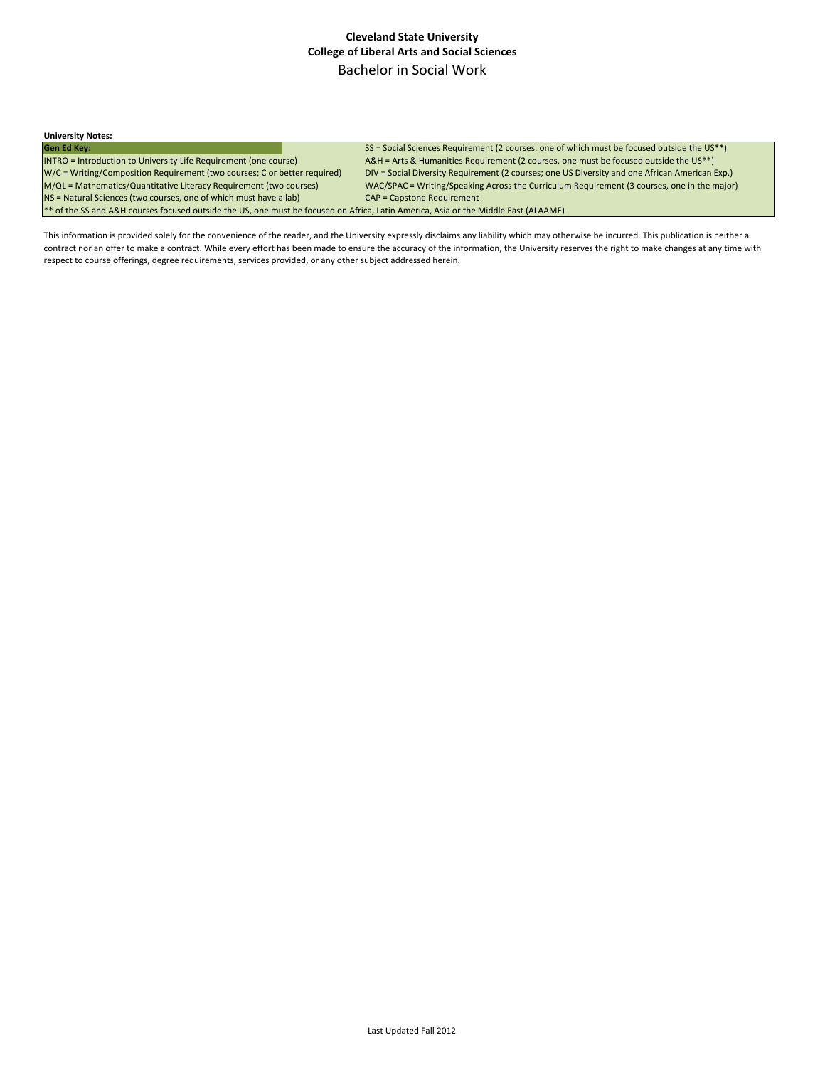**Cleveland State University**
**College of Liberal Arts and Social Sciences**
Bachelor in Social Work

**University Notes:**

| | |
|---|---|
| **Gen Ed Key:** | SS = Social Sciences Requirement (2 courses, one of which must be focused outside the US**) |
| INTRO = Introduction to University Life Requirement (one course) | A&H = Arts & Humanities Requirement (2 courses, one must be focused outside the US**) |
| W/C = Writing/Composition Requirement (two courses; C or better required) | DIV = Social Diversity Requirement (2 courses; one US Diversity and one African American Exp.) |
| M/QL = Mathematics/Quantitative Literacy Requirement (two courses) | WAC/SPAC = Writing/Speaking Across the Curriculum Requirement (3 courses, one in the major) |
| NS = Natural Sciences (two courses, one of which must have a lab) | CAP = Capstone Requirement |
| ** of the SS and A&H courses focused outside the US, one must be focused on Africa, Latin America, Asia or the Middle East (ALAAME) | |

This information is provided solely for the convenience of the reader, and the University expressly disclaims any liability which may otherwise be incurred. This publication is neither a contract nor an offer to make a contract. While every effort has been made to ensure the accuracy of the information, the University reserves the right to make changes at any time with respect to course offerings, degree requirements, services provided, or any other subject addressed herein.

Last Updated Fall 2012